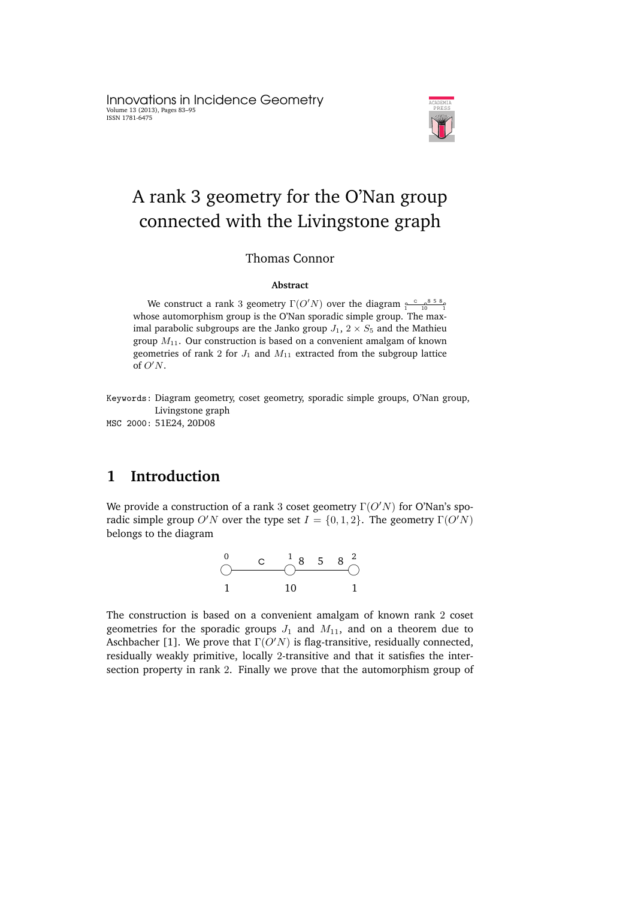# A rank 3 geometry for the O'Nan group connected with the Livingstone graph

Thomas Connor

**Abstract**

We construct a rank 3 geometry $\Gamma(O'N)$ over the diagram $\overset{}{\underset{1}{\circ}}\overset{c}{\text{———}}\overset{}{\underset{10}{\circ}}\overset{8\ 5\ 8}{\text{———}}\overset{}{\underset{1}{\circ}}$ whose automorphism group is the O'Nan sporadic simple group. The maximal parabolic subgroups are the Janko group $J_1$, $2 \times S_5$ and the Mathieu group $M_{11}$. Our construction is based on a convenient amalgam of known geometries of rank 2 for $J_1$ and $M_{11}$ extracted from the subgroup lattice of $O'N$.

Keywords: Diagram geometry, coset geometry, sporadic simple groups, O'Nan group, Livingstone graph

MSC 2000: 51E24, 20D08

## 1 Introduction

We provide a construction of a rank 3 coset geometry $\Gamma(O'N)$ for O'Nan's sporadic simple group $O'N$ over the type set $I = \{0, 1, 2\}$. The geometry $\Gamma(O'N)$ belongs to the diagram

$$\overset{0}{\underset{1}{\circ}}\overset{c}{\text{————}}\overset{1}{\underset{10}{\circ}}\overset{8\quad 5\quad 8}{\text{————}}\overset{2}{\underset{1}{\circ}}$$

The construction is based on a convenient amalgam of known rank 2 coset geometries for the sporadic groups $J_1$ and $M_{11}$, and on a theorem due to Aschbacher [1]. We prove that $\Gamma(O'N)$ is flag-transitive, residually connected, residually weakly primitive, locally 2-transitive and that it satisfies the intersection property in rank 2. Finally we prove that the automorphism group of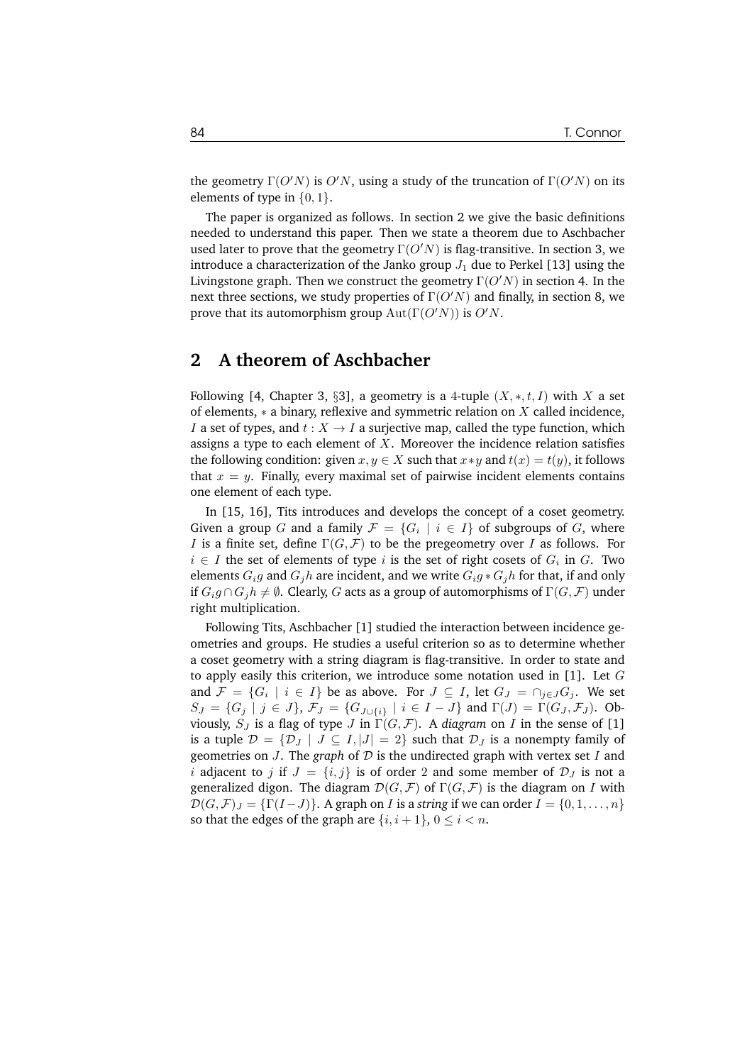the geometry $\Gamma(O'N)$ is $O'N$, using a study of the truncation of $\Gamma(O'N)$ on its elements of type in $\{0,1\}$.

The paper is organized as follows. In section 2 we give the basic definitions needed to understand this paper. Then we state a theorem due to Aschbacher used later to prove that the geometry $\Gamma(O'N)$ is flag-transitive. In section 3, we introduce a characterization of the Janko group $J_1$ due to Perkel [13] using the Livingstone graph. Then we construct the geometry $\Gamma(O'N)$ in section 4. In the next three sections, we study properties of $\Gamma(O'N)$ and finally, in section 8, we prove that its automorphism group $\mathrm{Aut}(\Gamma(O'N))$ is $O'N$.

## 2 A theorem of Aschbacher

Following [4, Chapter 3, §3], a geometry is a 4-tuple $(X,*,t,I)$ with $X$ a set of elements, $*$ a binary, reflexive and symmetric relation on $X$ called incidence, $I$ a set of types, and $t : X \to I$ a surjective map, called the type function, which assigns a type to each element of $X$. Moreover the incidence relation satisfies the following condition: given $x, y \in X$ such that $x*y$ and $t(x) = t(y)$, it follows that $x = y$. Finally, every maximal set of pairwise incident elements contains one element of each type.

In [15, 16], Tits introduces and develops the concept of a coset geometry. Given a group $G$ and a family $\mathcal{F} = \{G_i \mid i \in I\}$ of subgroups of $G$, where $I$ is a finite set, define $\Gamma(G,\mathcal{F})$ to be the pregeometry over $I$ as follows. For $i \in I$ the set of elements of type $i$ is the set of right cosets of $G_i$ in $G$. Two elements $G_ig$ and $G_jh$ are incident, and we write $G_ig * G_jh$ for that, if and only if $G_ig \cap G_jh \neq \emptyset$. Clearly, $G$ acts as a group of automorphisms of $\Gamma(G,\mathcal{F})$ under right multiplication.

Following Tits, Aschbacher [1] studied the interaction between incidence geometries and groups. He studies a useful criterion so as to determine whether a coset geometry with a string diagram is flag-transitive. In order to state and to apply easily this criterion, we introduce some notation used in [1]. Let $G$ and $\mathcal{F} = \{G_i \mid i \in I\}$ be as above. For $J \subseteq I$, let $G_J = \cap_{j\in J} G_j$. We set $S_J = \{G_j \mid j \in J\}$, $\mathcal{F}_J = \{G_{J\cup\{i\}} \mid i \in I - J\}$ and $\Gamma(J) = \Gamma(G_J, \mathcal{F}_J)$. Obviously, $S_J$ is a flag of type $J$ in $\Gamma(G,\mathcal{F})$. A *diagram* on $I$ in the sense of [1] is a tuple $\mathcal{D} = \{\mathcal{D}_J \mid J \subseteq I, |J| = 2\}$ such that $\mathcal{D}_J$ is a nonempty family of geometries on $J$. The *graph* of $\mathcal{D}$ is the undirected graph with vertex set $I$ and $i$ adjacent to $j$ if $J = \{i,j\}$ is of order 2 and some member of $\mathcal{D}_J$ is not a generalized digon. The diagram $\mathcal{D}(G,\mathcal{F})$ of $\Gamma(G,\mathcal{F})$ is the diagram on $I$ with $\mathcal{D}(G,\mathcal{F})_J = \{\Gamma(I-J)\}$. A graph on $I$ is a *string* if we can order $I = \{0,1,\ldots,n\}$ so that the edges of the graph are $\{i,i+1\}$, $0 \le i < n$.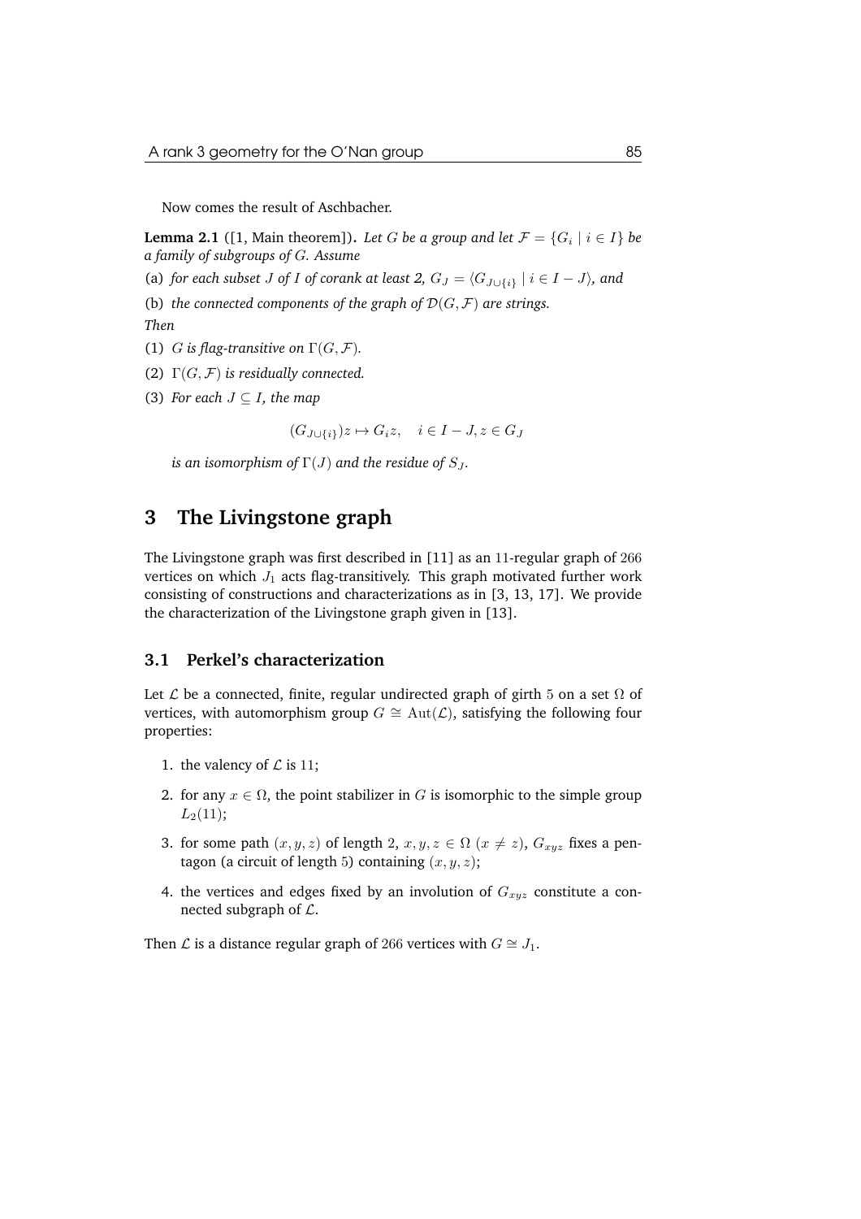Now comes the result of Aschbacher.

**Lemma 2.1** ([1, Main theorem]). *Let $G$ be a group and let $\mathcal{F} = \{G_i \mid i \in I\}$ be a family of subgroups of $G$. Assume*

(a) *for each subset $J$ of $I$ of corank at least 2, $G_J = \langle G_{J\cup\{i\}} \mid i \in I - J\rangle$, and*

(b) *the connected components of the graph of $\mathcal{D}(G, \mathcal{F})$ are strings.*

*Then*

(1) *$G$ is flag-transitive on $\Gamma(G, \mathcal{F})$.*

(2) *$\Gamma(G, \mathcal{F})$ is residually connected.*

(3) *For each $J \subseteq I$, the map*

$$(G_{J\cup\{i\}})z \mapsto G_i z, \quad i \in I - J, z \in G_J$$

*is an isomorphism of $\Gamma(J)$ and the residue of $S_J$.*

## 3 The Livingstone graph

The Livingstone graph was first described in [11] as an 11-regular graph of 266 vertices on which $J_1$ acts flag-transitively. This graph motivated further work consisting of constructions and characterizations as in [3, 13, 17]. We provide the characterization of the Livingstone graph given in [13].

### 3.1 Perkel's characterization

Let $\mathcal{L}$ be a connected, finite, regular undirected graph of girth 5 on a set $\Omega$ of vertices, with automorphism group $G \cong \mathrm{Aut}(\mathcal{L})$, satisfying the following four properties:

1. the valency of $\mathcal{L}$ is 11;
2. for any $x \in \Omega$, the point stabilizer in $G$ is isomorphic to the simple group $L_2(11)$;
3. for some path $(x, y, z)$ of length 2, $x, y, z \in \Omega$ ($x \neq z$), $G_{xyz}$ fixes a pentagon (a circuit of length 5) containing $(x, y, z)$;
4. the vertices and edges fixed by an involution of $G_{xyz}$ constitute a connected subgraph of $\mathcal{L}$.

Then $\mathcal{L}$ is a distance regular graph of 266 vertices with $G \cong J_1$.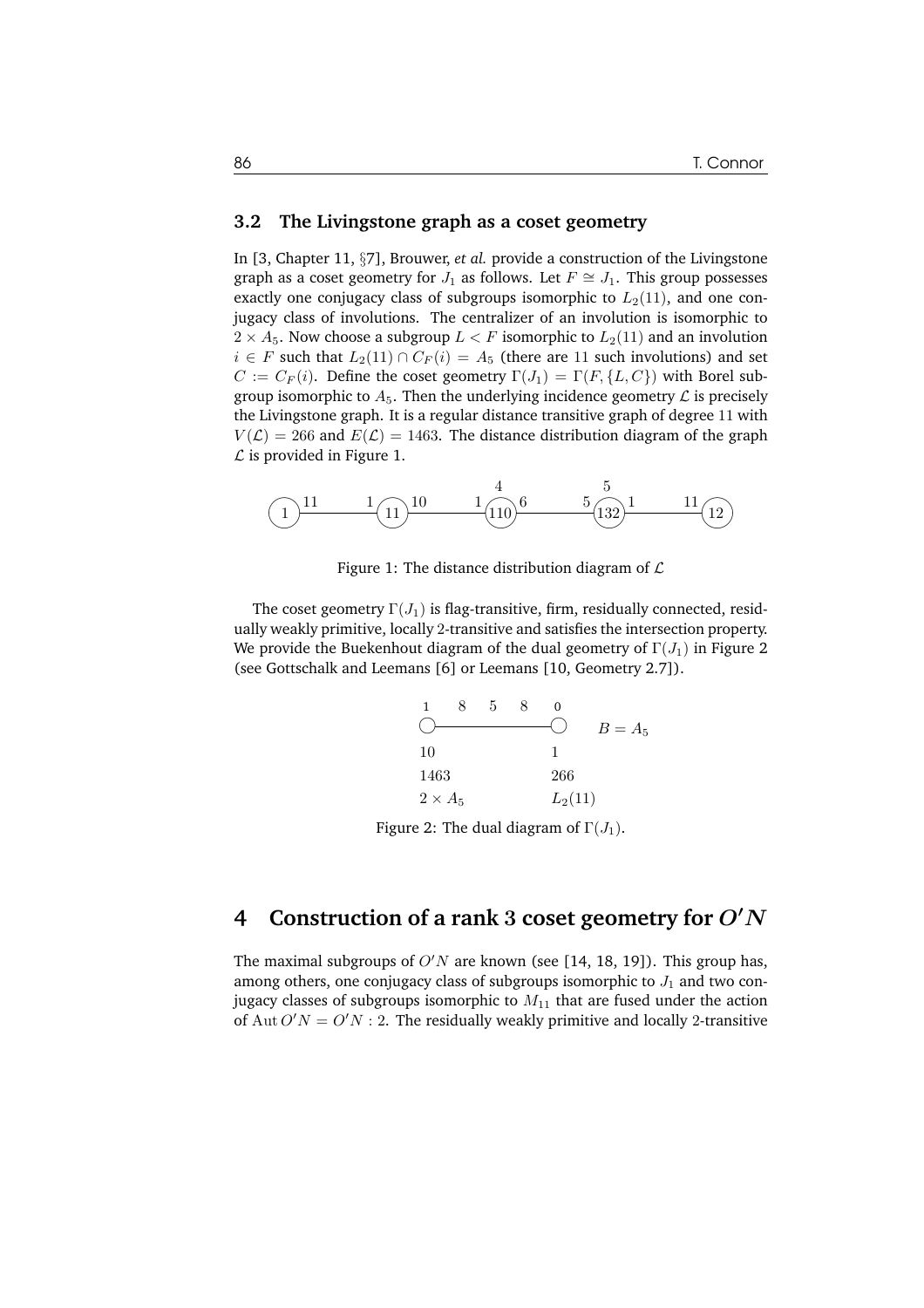### 3.2 The Livingstone graph as a coset geometry

In [3, Chapter 11, §7], Brouwer, *et al.* provide a construction of the Livingstone graph as a coset geometry for $J_1$ as follows. Let $F \cong J_1$. This group possesses exactly one conjugacy class of subgroups isomorphic to $L_2(11)$, and one conjugacy class of involutions. The centralizer of an involution is isomorphic to $2 \times A_5$. Now choose a subgroup $L < F$ isomorphic to $L_2(11)$ and an involution $i \in F$ such that $L_2(11) \cap C_F(i) = A_5$ (there are 11 such involutions) and set $C := C_F(i)$. Define the coset geometry $\Gamma(J_1) = \Gamma(F, \{L, C\})$ with Borel subgroup isomorphic to $A_5$. Then the underlying incidence geometry $\mathcal{L}$ is precisely the Livingstone graph. It is a regular distance transitive graph of degree 11 with $V(\mathcal{L}) = 266$ and $E(\mathcal{L}) = 1463$. The distance distribution diagram of the graph $\mathcal{L}$ is provided in Figure 1.

Figure 1: The distance distribution diagram of $\mathcal{L}$

The coset geometry $\Gamma(J_1)$ is flag-transitive, firm, residually connected, residually weakly primitive, locally 2-transitive and satisfies the intersection property. We provide the Buekenhout diagram of the dual geometry of $\Gamma(J_1)$ in Figure 2 (see Gottschalk and Leemans [6] or Leemans [10, Geometry 2.7]).

Figure 2: The dual diagram of $\Gamma(J_1)$.

## 4 Construction of a rank 3 coset geometry for $O'N$

The maximal subgroups of $O'N$ are known (see [14, 18, 19]). This group has, among others, one conjugacy class of subgroups isomorphic to $J_1$ and two conjugacy classes of subgroups isomorphic to $M_{11}$ that are fused under the action of $\operatorname{Aut} O'N = O'N : 2$. The residually weakly primitive and locally 2-transitive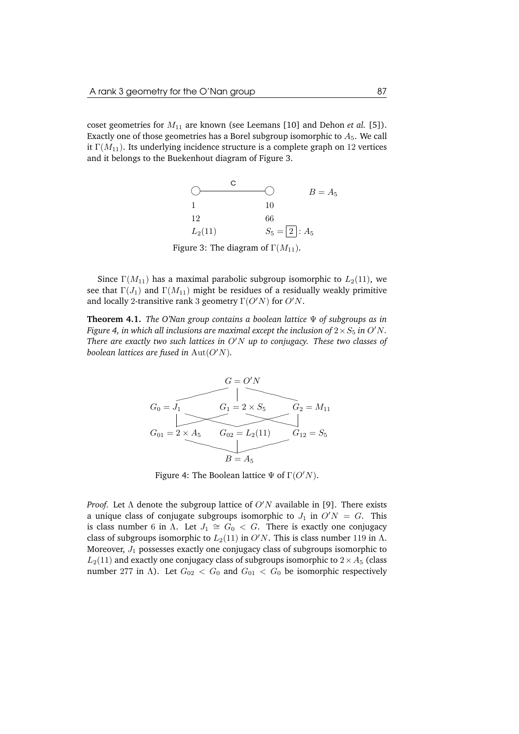coset geometries for $M_{11}$ are known (see Leemans [10] and Dehon *et al.* [5]). Exactly one of those geometries has a Borel subgroup isomorphic to $A_5$. We call it $\Gamma(M_{11})$. Its underlying incidence structure is a complete graph on 12 vertices and it belongs to the Buekenhout diagram of Figure 3.

$$
\begin{array}{ccc}
\bigcirc \overset{c}{\text{———————}} \bigcirc & & B = A_5 \\
1 \qquad\qquad 10 & & \\
12 \qquad\qquad 66 & & \\
L_2(11) \qquad S_5 = \boxed{2} : A_5 & &
\end{array}
$$

Figure 3: The diagram of $\Gamma(M_{11})$.

Since $\Gamma(M_{11})$ has a maximal parabolic subgroup isomorphic to $L_2(11)$, we see that $\Gamma(J_1)$ and $\Gamma(M_{11})$ might be residues of a residually weakly primitive and locally 2-transitive rank 3 geometry $\Gamma(O'N)$ for $O'N$.

**Theorem 4.1.** *The O'Nan group contains a boolean lattice $\Psi$ of subgroups as in Figure 4, in which all inclusions are maximal except the inclusion of $2 \times S_5$ in $O'N$. There are exactly two such lattices in $O'N$ up to conjugacy. These two classes of boolean lattices are fused in* $\mathrm{Aut}(O'N)$.

$$
\begin{array}{ccc}
 & G = O'N & \\
G_0 = J_1 & G_1 = 2 \times S_5 & G_2 = M_{11} \\
G_{01} = 2 \times A_5 & G_{02} = L_2(11) & G_{12} = S_5 \\
 & B = A_5 &
\end{array}
$$

Figure 4: The Boolean lattice $\Psi$ of $\Gamma(O'N)$.

*Proof.* Let $\Lambda$ denote the subgroup lattice of $O'N$ available in [9]. There exists a unique class of conjugate subgroups isomorphic to $J_1$ in $O'N = G$. This is class number 6 in $\Lambda$. Let $J_1 \cong G_0 < G$. There is exactly one conjugacy class of subgroups isomorphic to $L_2(11)$ in $O'N$. This is class number 119 in $\Lambda$. Moreover, $J_1$ possesses exactly one conjugacy class of subgroups isomorphic to $L_2(11)$ and exactly one conjugacy class of subgroups isomorphic to $2 \times A_5$ (class number 277 in $\Lambda$). Let $G_{02} < G_0$ and $G_{01} < G_0$ be isomorphic respectively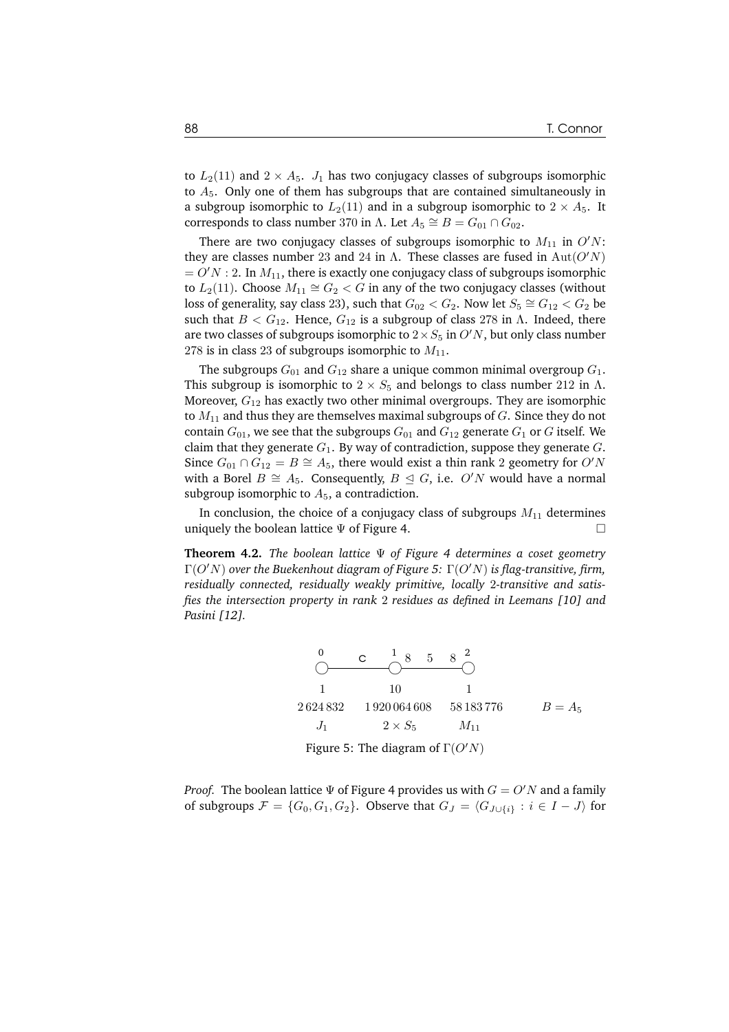to $L_2(11)$ and $2 \times A_5$. $J_1$ has two conjugacy classes of subgroups isomorphic to $A_5$. Only one of them has subgroups that are contained simultaneously in a subgroup isomorphic to $L_2(11)$ and in a subgroup isomorphic to $2 \times A_5$. It corresponds to class number 370 in $\Lambda$. Let $A_5 \cong B = G_{01} \cap G_{02}$.

There are two conjugacy classes of subgroups isomorphic to $M_{11}$ in $O'N$: they are classes number 23 and 24 in $\Lambda$. These classes are fused in $\mathrm{Aut}(O'N)$ $= O'N : 2$. In $M_{11}$, there is exactly one conjugacy class of subgroups isomorphic to $L_2(11)$. Choose $M_{11} \cong G_2 < G$ in any of the two conjugacy classes (without loss of generality, say class 23), such that $G_{02} < G_2$. Now let $S_5 \cong G_{12} < G_2$ be such that $B < G_{12}$. Hence, $G_{12}$ is a subgroup of class 278 in $\Lambda$. Indeed, there are two classes of subgroups isomorphic to $2 \times S_5$ in $O'N$, but only class number 278 is in class 23 of subgroups isomorphic to $M_{11}$.

The subgroups $G_{01}$ and $G_{12}$ share a unique common minimal overgroup $G_1$. This subgroup is isomorphic to $2 \times S_5$ and belongs to class number 212 in $\Lambda$. Moreover, $G_{12}$ has exactly two other minimal overgroups. They are isomorphic to $M_{11}$ and thus they are themselves maximal subgroups of $G$. Since they do not contain $G_{01}$, we see that the subgroups $G_{01}$ and $G_{12}$ generate $G_1$ or $G$ itself. We claim that they generate $G_1$. By way of contradiction, suppose they generate $G$. Since $G_{01} \cap G_{12} = B \cong A_5$, there would exist a thin rank 2 geometry for $O'N$ with a Borel $B \cong A_5$. Consequently, $B \trianglelefteq G$, i.e. $O'N$ would have a normal subgroup isomorphic to $A_5$, a contradiction.

In conclusion, the choice of a conjugacy class of subgroups $M_{11}$ determines uniquely the boolean lattice $\Psi$ of Figure 4. □

**Theorem 4.2.** *The boolean lattice $\Psi$ of Figure 4 determines a coset geometry $\Gamma(O'N)$ over the Buekenhout diagram of Figure 5: $\Gamma(O'N)$ is flag-transitive, firm, residually connected, residually weakly primitive, locally 2-transitive and satisfies the intersection property in rank 2 residues as defined in Leemans [10] and Pasini [12].*

| 0 | c | 1 | 8 5 8 | 2 | |
|---|---|---|---|---|---|
| 1 | | 10 | | 1 | |
| 2 624 832 | | 1 920 064 608 | | 58 183 776 | $B = A_5$ |
| $J_1$ | | $2 \times S_5$ | | $M_{11}$ | |

Figure 5: The diagram of $\Gamma(O'N)$

*Proof.* The boolean lattice $\Psi$ of Figure 4 provides us with $G = O'N$ and a family of subgroups $\mathcal{F} = \{G_0, G_1, G_2\}$. Observe that $G_J = \langle G_{J \cup \{i\}} : i \in I - J \rangle$ for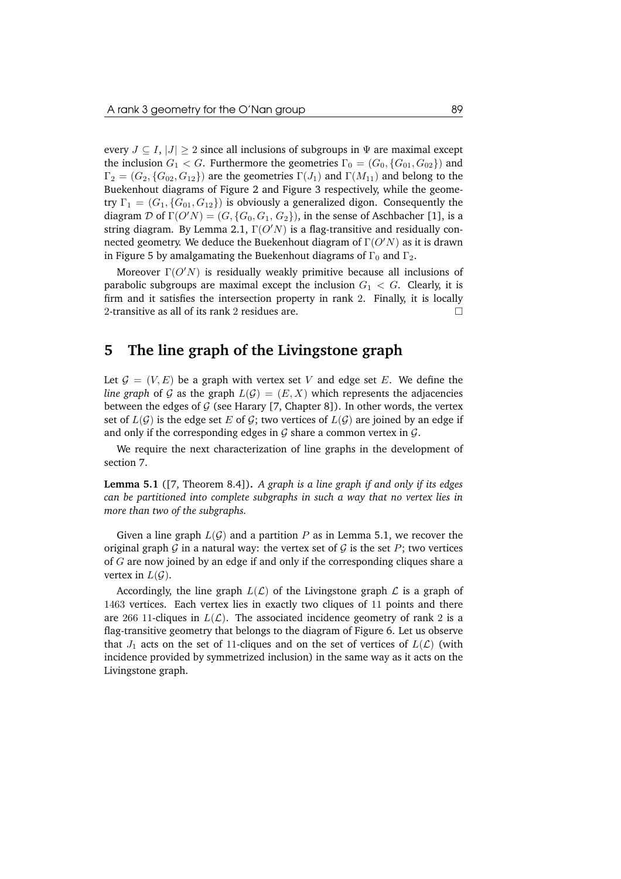every $J \subseteq I$, $|J| \geq 2$ since all inclusions of subgroups in $\Psi$ are maximal except the inclusion $G_1 < G$. Furthermore the geometries $\Gamma_0 = (G_0, \{G_{01}, G_{02}\})$ and $\Gamma_2 = (G_2, \{G_{02}, G_{12}\})$ are the geometries $\Gamma(J_1)$ and $\Gamma(M_{11})$ and belong to the Buekenhout diagrams of Figure 2 and Figure 3 respectively, while the geometry $\Gamma_1 = (G_1, \{G_{01}, G_{12}\})$ is obviously a generalized digon. Consequently the diagram $\mathcal{D}$ of $\Gamma(O'N) = (G, \{G_0, G_1, G_2\})$, in the sense of Aschbacher [1], is a string diagram. By Lemma 2.1, $\Gamma(O'N)$ is a flag-transitive and residually connected geometry. We deduce the Buekenhout diagram of $\Gamma(O'N)$ as it is drawn in Figure 5 by amalgamating the Buekenhout diagrams of $\Gamma_0$ and $\Gamma_2$.

Moreover $\Gamma(O'N)$ is residually weakly primitive because all inclusions of parabolic subgroups are maximal except the inclusion $G_1 < G$. Clearly, it is firm and it satisfies the intersection property in rank 2. Finally, it is locally 2-transitive as all of its rank 2 residues are. □

## 5 The line graph of the Livingstone graph

Let $\mathcal{G} = (V, E)$ be a graph with vertex set $V$ and edge set $E$. We define the *line graph* of $\mathcal{G}$ as the graph $L(\mathcal{G}) = (E, X)$ which represents the adjacencies between the edges of $\mathcal{G}$ (see Harary [7, Chapter 8]). In other words, the vertex set of $L(\mathcal{G})$ is the edge set $E$ of $\mathcal{G}$; two vertices of $L(\mathcal{G})$ are joined by an edge if and only if the corresponding edges in $\mathcal{G}$ share a common vertex in $\mathcal{G}$.

We require the next characterization of line graphs in the development of section 7.

**Lemma 5.1** ([7, Theorem 8.4])**.** *A graph is a line graph if and only if its edges can be partitioned into complete subgraphs in such a way that no vertex lies in more than two of the subgraphs.*

Given a line graph $L(\mathcal{G})$ and a partition $P$ as in Lemma 5.1, we recover the original graph $\mathcal{G}$ in a natural way: the vertex set of $\mathcal{G}$ is the set $P$; two vertices of $G$ are now joined by an edge if and only if the corresponding cliques share a vertex in $L(\mathcal{G})$.

Accordingly, the line graph $L(\mathcal{L})$ of the Livingstone graph $\mathcal{L}$ is a graph of 1463 vertices. Each vertex lies in exactly two cliques of 11 points and there are 266 11-cliques in $L(\mathcal{L})$. The associated incidence geometry of rank 2 is a flag-transitive geometry that belongs to the diagram of Figure 6. Let us observe that $J_1$ acts on the set of 11-cliques and on the set of vertices of $L(\mathcal{L})$ (with incidence provided by symmetrized inclusion) in the same way as it acts on the Livingstone graph.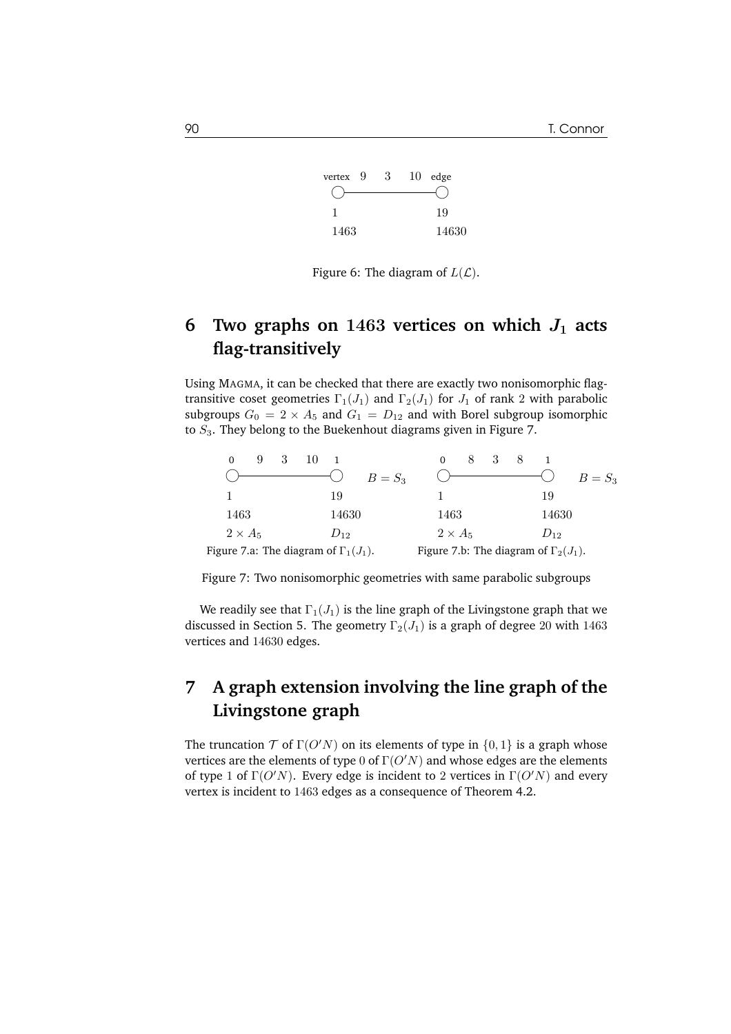| vertex | 9 | 3 | 10 | edge |
|---|---|---|---|---|
| 1 | | | | 19 |
| 1463 | | | | 14630 |

Figure 6: The diagram of $L(\mathcal{L})$.

## 6 Two graphs on 1463 vertices on which $J_1$ acts flag-transitively

Using MAGMA, it can be checked that there are exactly two nonisomorphic flag-transitive coset geometries $\Gamma_1(J_1)$ and $\Gamma_2(J_1)$ for $J_1$ of rank 2 with parabolic subgroups $G_0 = 2 \times A_5$ and $G_1 = D_{12}$ and with Borel subgroup isomorphic to $S_3$. They belong to the Buekenhout diagrams given in Figure 7.

| 0 | 9 | 3 | 10 | 1 | $B = S_3$ |
|---|---|---|---|---|---|
| 1 | | | | 19 | |
| 1463 | | | | 14630 | |
| $2 \times A_5$ | | | | $D_{12}$ | |

Figure 7.a: The diagram of $\Gamma_1(J_1)$.

| 0 | 8 | 3 | 8 | 1 | $B = S_3$ |
|---|---|---|---|---|---|
| 1 | | | | 19 | |
| 1463 | | | | 14630 | |
| $2 \times A_5$ | | | | $D_{12}$ | |

Figure 7.b: The diagram of $\Gamma_2(J_1)$.

Figure 7: Two nonisomorphic geometries with same parabolic subgroups

We readily see that $\Gamma_1(J_1)$ is the line graph of the Livingstone graph that we discussed in Section 5. The geometry $\Gamma_2(J_1)$ is a graph of degree 20 with 1463 vertices and 14630 edges.

## 7 A graph extension involving the line graph of the Livingstone graph

The truncation $\mathcal{T}$ of $\Gamma(O'N)$ on its elements of type in $\{0, 1\}$ is a graph whose vertices are the elements of type 0 of $\Gamma(O'N)$ and whose edges are the elements of type 1 of $\Gamma(O'N)$. Every edge is incident to 2 vertices in $\Gamma(O'N)$ and every vertex is incident to 1463 edges as a consequence of Theorem 4.2.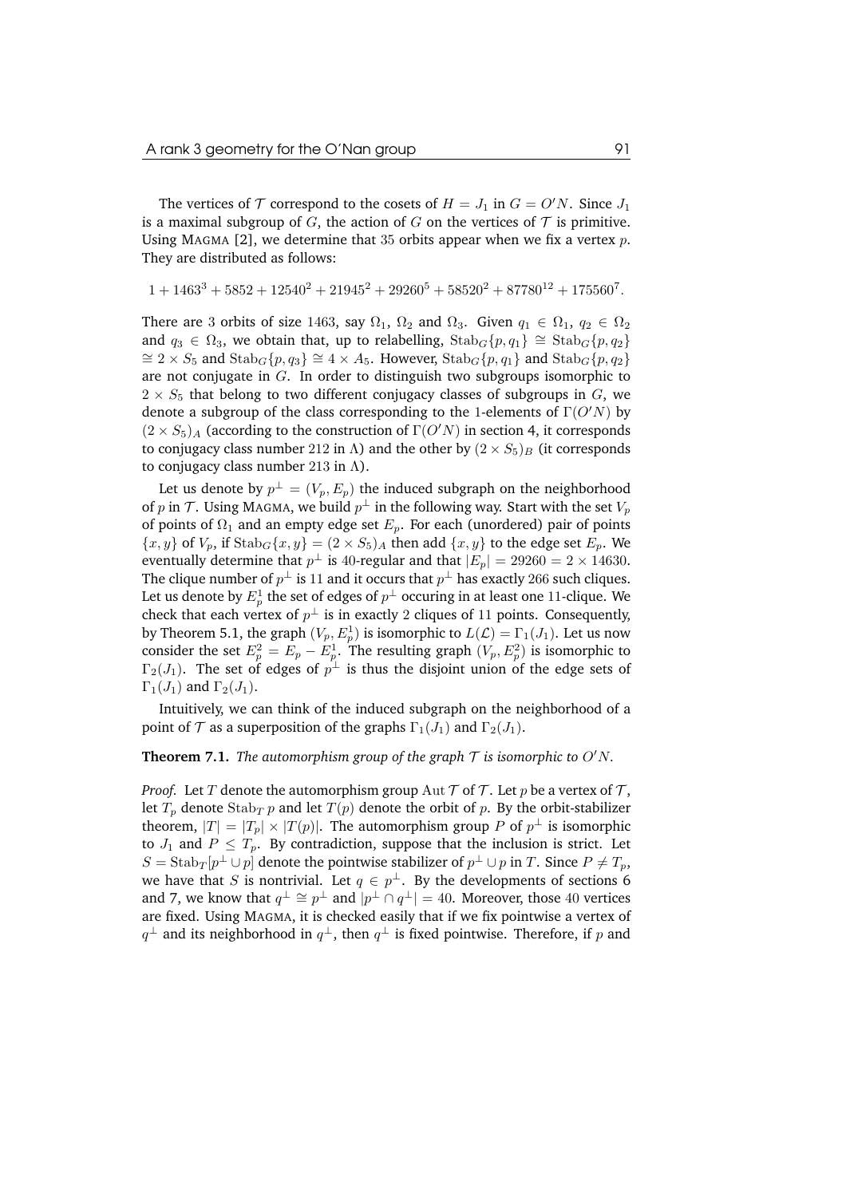The vertices of $\mathcal{T}$ correspond to the cosets of $H = J_1$ in $G = O'N$. Since $J_1$ is a maximal subgroup of $G$, the action of $G$ on the vertices of $\mathcal{T}$ is primitive. Using MAGMA [2], we determine that 35 orbits appear when we fix a vertex $p$. They are distributed as follows:

$$1 + 1463^3 + 5852 + 12540^2 + 21945^2 + 29260^5 + 58520^2 + 87780^{12} + 175560^7.$$

There are 3 orbits of size 1463, say $\Omega_1$, $\Omega_2$ and $\Omega_3$. Given $q_1 \in \Omega_1$, $q_2 \in \Omega_2$ and $q_3 \in \Omega_3$, we obtain that, up to relabelling, $\mathrm{Stab}_G\{p, q_1\} \cong \mathrm{Stab}_G\{p, q_2\} \cong 2 \times S_5$ and $\mathrm{Stab}_G\{p, q_3\} \cong 4 \times A_5$. However, $\mathrm{Stab}_G\{p, q_1\}$ and $\mathrm{Stab}_G\{p, q_2\}$ are not conjugate in $G$. In order to distinguish two subgroups isomorphic to $2 \times S_5$ that belong to two different conjugacy classes of subgroups in $G$, we denote a subgroup of the class corresponding to the 1-elements of $\Gamma(O'N)$ by $(2 \times S_5)_A$ (according to the construction of $\Gamma(O'N)$ in section 4, it corresponds to conjugacy class number 212 in $\Lambda$) and the other by $(2 \times S_5)_B$ (it corresponds to conjugacy class number 213 in $\Lambda$).

Let us denote by $p^\perp = (V_p, E_p)$ the induced subgraph on the neighborhood of $p$ in $\mathcal{T}$. Using MAGMA, we build $p^\perp$ in the following way. Start with the set $V_p$ of points of $\Omega_1$ and an empty edge set $E_p$. For each (unordered) pair of points $\{x, y\}$ of $V_p$, if $\mathrm{Stab}_G\{x, y\} = (2 \times S_5)_A$ then add $\{x, y\}$ to the edge set $E_p$. We eventually determine that $p^\perp$ is 40-regular and that $|E_p| = 29260 = 2 \times 14630$. The clique number of $p^\perp$ is 11 and it occurs that $p^\perp$ has exactly 266 such cliques. Let us denote by $E_p^1$ the set of edges of $p^\perp$ occuring in at least one 11-clique. We check that each vertex of $p^\perp$ is in exactly 2 cliques of 11 points. Consequently, by Theorem 5.1, the graph $(V_p, E_p^1)$ is isomorphic to $L(\mathcal{L}) = \Gamma_1(J_1)$. Let us now consider the set $E_p^2 = E_p - E_p^1$. The resulting graph $(V_p, E_p^2)$ is isomorphic to $\Gamma_2(J_1)$. The set of edges of $p^\perp$ is thus the disjoint union of the edge sets of $\Gamma_1(J_1)$ and $\Gamma_2(J_1)$.

Intuitively, we can think of the induced subgraph on the neighborhood of a point of $\mathcal{T}$ as a superposition of the graphs $\Gamma_1(J_1)$ and $\Gamma_2(J_1)$.

**Theorem 7.1.** *The automorphism group of the graph $\mathcal{T}$ is isomorphic to $O'N$.*

*Proof.* Let $T$ denote the automorphism group $\mathrm{Aut}\,\mathcal{T}$ of $\mathcal{T}$. Let $p$ be a vertex of $\mathcal{T}$, let $T_p$ denote $\mathrm{Stab}_T\, p$ and let $T(p)$ denote the orbit of $p$. By the orbit-stabilizer theorem, $|T| = |T_p| \times |T(p)|$. The automorphism group $P$ of $p^\perp$ is isomorphic to $J_1$ and $P \leq T_p$. By contradiction, suppose that the inclusion is strict. Let $S = \mathrm{Stab}_T[p^\perp \cup p]$ denote the pointwise stabilizer of $p^\perp \cup p$ in $T$. Since $P \neq T_p$, we have that $S$ is nontrivial. Let $q \in p^\perp$. By the developments of sections 6 and 7, we know that $q^\perp \cong p^\perp$ and $|p^\perp \cap q^\perp| = 40$. Moreover, those 40 vertices are fixed. Using MAGMA, it is checked easily that if we fix pointwise a vertex of $q^\perp$ and its neighborhood in $q^\perp$, then $q^\perp$ is fixed pointwise. Therefore, if $p$ and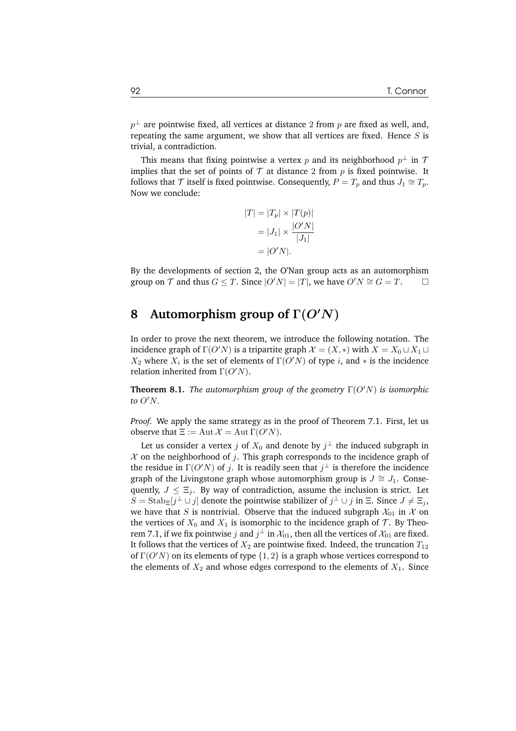$p^\perp$ are pointwise fixed, all vertices at distance 2 from $p$ are fixed as well, and, repeating the same argument, we show that all vertices are fixed. Hence $S$ is trivial, a contradiction.

This means that fixing pointwise a vertex $p$ and its neighborhood $p^\perp$ in $\mathcal{T}$ implies that the set of points of $\mathcal{T}$ at distance 2 from $p$ is fixed pointwise. It follows that $\mathcal{T}$ itself is fixed pointwise. Consequently, $P = T_p$ and thus $J_1 \cong T_p$. Now we conclude:

$$
\begin{aligned}
|T| &= |T_p| \times |T(p)| \\
&= |J_1| \times \frac{|O'N|}{|J_1|} \\
&= |O'N|.
\end{aligned}
$$

By the developments of section 2, the O'Nan group acts as an automorphism group on $\mathcal{T}$ and thus $G \leq T$. Since $|O'N| = |T|$, we have $O'N \cong G = T$. $\square$

# 8 Automorphism group of $\Gamma(O'N)$

In order to prove the next theorem, we introduce the following notation. The incidence graph of $\Gamma(O'N)$ is a tripartite graph $\mathcal{X} = (X, *)$ with $X = X_0 \sqcup X_1 \sqcup X_2$ where $X_i$ is the set of elements of $\Gamma(O'N)$ of type $i$, and $*$ is the incidence relation inherited from $\Gamma(O'N)$.

**Theorem 8.1.** *The automorphism group of the geometry $\Gamma(O'N)$ is isomorphic to $O'N$.*

*Proof.* We apply the same strategy as in the proof of Theorem 7.1. First, let us observe that $\Xi := \operatorname{Aut} \mathcal{X} = \operatorname{Aut} \Gamma(O'N)$.

Let us consider a vertex $j$ of $X_0$ and denote by $j^\perp$ the induced subgraph in $\mathcal{X}$ on the neighborhood of $j$. This graph corresponds to the incidence graph of the residue in $\Gamma(O'N)$ of $j$. It is readily seen that $j^\perp$ is therefore the incidence graph of the Livingstone graph whose automorphism group is $J \cong J_1$. Consequently, $J \leq \Xi_j$. By way of contradiction, assume the inclusion is strict. Let $S = \operatorname{Stab}_\Xi[j^\perp \cup j]$ denote the pointwise stabilizer of $j^\perp \cup j$ in $\Xi$. Since $J \neq \Xi_j$, we have that $S$ is nontrivial. Observe that the induced subgraph $\mathcal{X}_{01}$ in $\mathcal{X}$ on the vertices of $X_0$ and $X_1$ is isomorphic to the incidence graph of $\mathcal{T}$. By Theorem 7.1, if we fix pointwise $j$ and $j^\perp$ in $\mathcal{X}_{01}$, then all the vertices of $\mathcal{X}_{01}$ are fixed. It follows that the vertices of $X_2$ are pointwise fixed. Indeed, the truncation $T_{12}$ of $\Gamma(O'N)$ on its elements of type $\{1, 2\}$ is a graph whose vertices correspond to the elements of $X_2$ and whose edges correspond to the elements of $X_1$. Since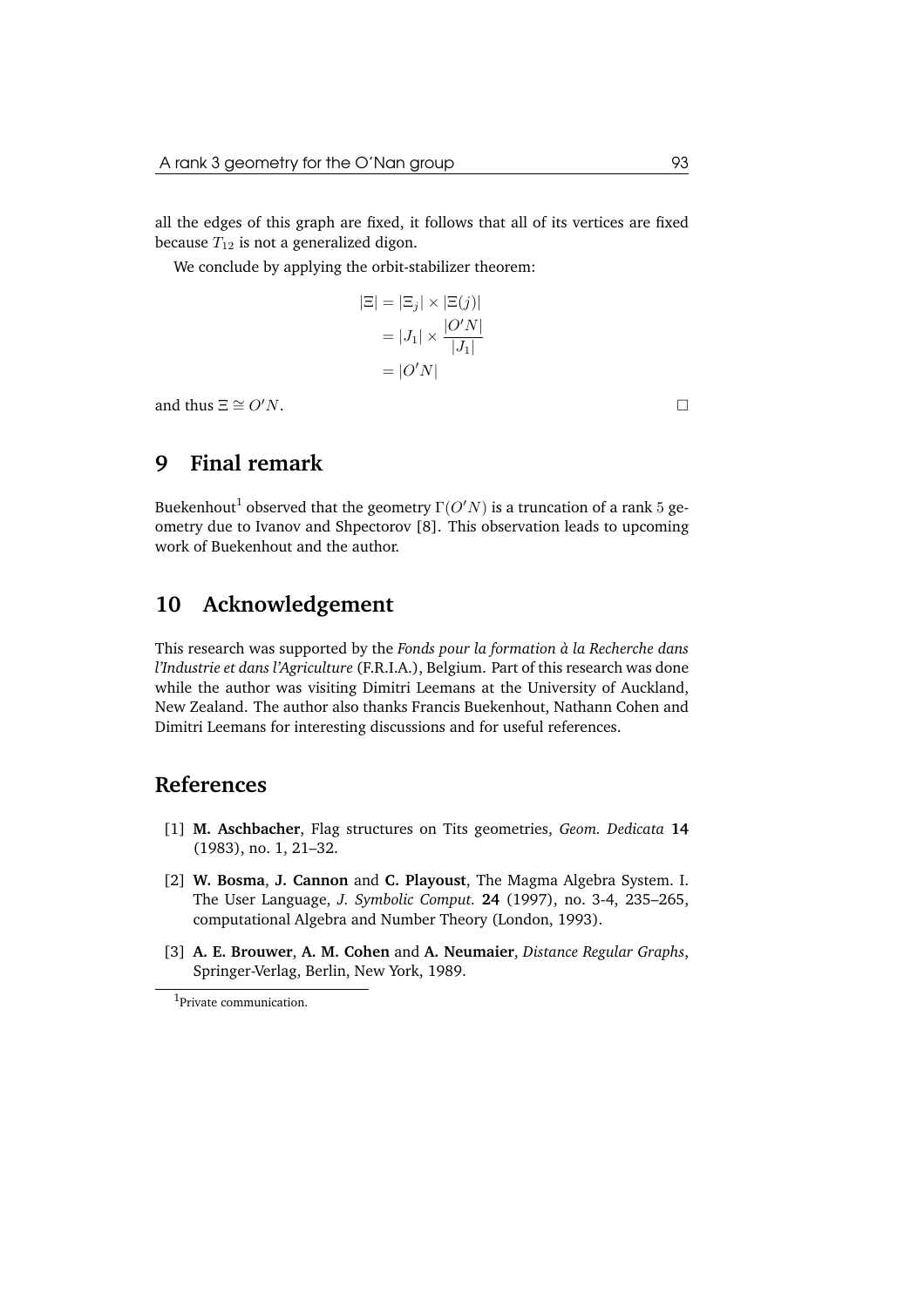all the edges of this graph are fixed, it follows that all of its vertices are fixed because $T_{12}$ is not a generalized digon.

We conclude by applying the orbit-stabilizer theorem:

$$
\begin{aligned}
|\Xi| &= |\Xi_j| \times |\Xi(j)| \\
&= |J_1| \times \frac{|O'N|}{|J_1|} \\
&= |O'N|
\end{aligned}
$$

and thus $\Xi \cong O'N$. □

# 9 Final remark

Buekenhout[1] observed that the geometry $\Gamma(O'N)$ is a truncation of a rank $5$ geometry due to Ivanov and Shpectorov [8]. This observation leads to upcoming work of Buekenhout and the author.

# 10 Acknowledgement

This research was supported by the *Fonds pour la formation à la Recherche dans l'Industrie et dans l'Agriculture* (F.R.I.A.), Belgium. Part of this research was done while the author was visiting Dimitri Leemans at the University of Auckland, New Zealand. The author also thanks Francis Buekenhout, Nathann Cohen and Dimitri Leemans for interesting discussions and for useful references.

# References

[1] **M. Aschbacher**, Flag structures on Tits geometries, *Geom. Dedicata* **14** (1983), no. 1, 21–32.

[2] **W. Bosma**, **J. Cannon** and **C. Playoust**, The Magma Algebra System. I. The User Language, *J. Symbolic Comput.* **24** (1997), no. 3-4, 235–265, computational Algebra and Number Theory (London, 1993).

[3] **A. E. Brouwer**, **A. M. Cohen** and **A. Neumaier**, *Distance Regular Graphs*, Springer-Verlag, Berlin, New York, 1989.

[1] Private communication.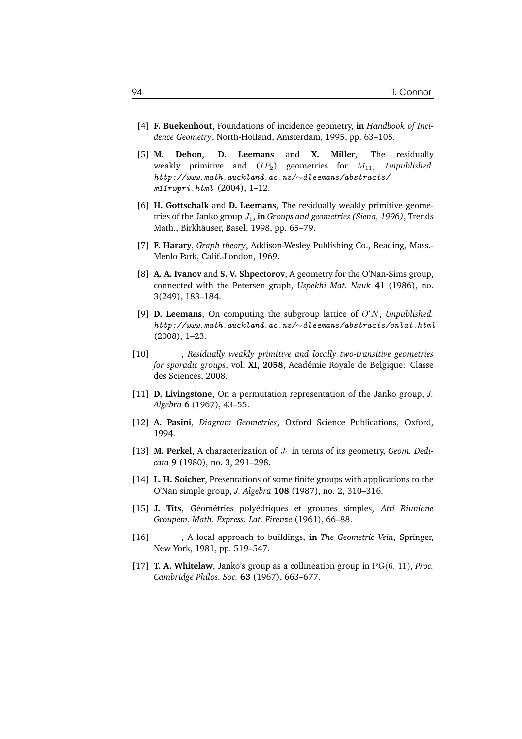[4] **F. Buekenhout**, Foundations of incidence geometry, **in** *Handbook of Incidence Geometry*, North-Holland, Amsterdam, 1995, pp. 63–105.

[5] **M. Dehon**, **D. Leemans** and **X. Miller**, The residually weakly primitive and $(IP_2)$ geometries for $M_{11}$, *Unpublished.* *http://www.math.auckland.ac.nz/~dleemans/abstracts/m11rwpri.html* (2004), 1–12.

[6] **H. Gottschalk** and **D. Leemans**, The residually weakly primitive geometries of the Janko group $J_1$, **in** *Groups and geometries (Siena, 1996)*, Trends Math., Birkhäuser, Basel, 1998, pp. 65–79.

[7] **F. Harary**, *Graph theory*, Addison-Wesley Publishing Co., Reading, Mass.-Menlo Park, Calif.-London, 1969.

[8] **A. A. Ivanov** and **S. V. Shpectorov**, A geometry for the O'Nan-Sims group, connected with the Petersen graph, *Uspekhi Mat. Nauk* **41** (1986), no. 3(249), 183–184.

[9] **D. Leemans**, On computing the subgroup lattice of $O'N$, *Unpublished.* *http://www.math.auckland.ac.nz/~dleemans/abstracts/onlat.html* (2008), 1–23.

[10] ______, *Residually weakly primitive and locally two-transitive geometries for sporadic groups*, vol. **XI, 2058**, Académie Royale de Belgique: Classe des Sciences, 2008.

[11] **D. Livingstone**, On a permutation representation of the Janko group, *J. Algebra* **6** (1967), 43–55.

[12] **A. Pasini**, *Diagram Geometries*, Oxford Science Publications, Oxford, 1994.

[13] **M. Perkel**, A characterization of $J_1$ in terms of its geometry, *Geom. Dedicata* **9** (1980), no. 3, 291–298.

[14] **L. H. Soicher**, Presentations of some finite groups with applications to the O'Nan simple group, *J. Algebra* **108** (1987), no. 2, 310–316.

[15] **J. Tits**, Géométries polyédriques et groupes simples, *Atti Riunione Groupem. Math. Express. Lat. Firenze* (1961), 66–88.

[16] ______, A local approach to buildings, **in** *The Geometric Vein*, Springer, New York, 1981, pp. 519–547.

[17] **T. A. Whitelaw**, Janko's group as a collineation group in $\mathrm{PG}(6, 11)$, *Proc. Cambridge Philos. Soc.* **63** (1967), 663–677.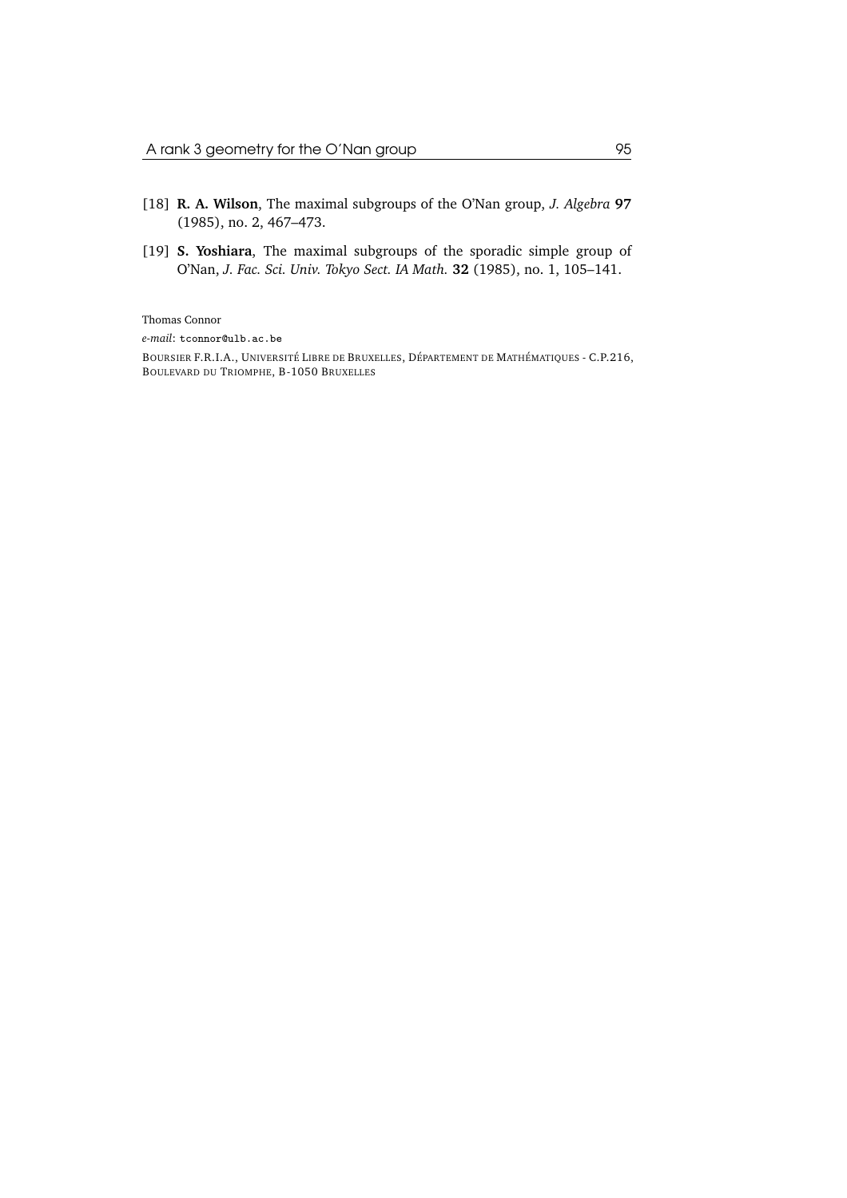[18] **R. A. Wilson**, The maximal subgroups of the O'Nan group, *J. Algebra* **97** (1985), no. 2, 467–473.

[19] **S. Yoshiara**, The maximal subgroups of the sporadic simple group of O'Nan, *J. Fac. Sci. Univ. Tokyo Sect. IA Math.* **32** (1985), no. 1, 105–141.

Thomas Connor

*e-mail*: `tconnor@ulb.ac.be`

BOURSIER F.R.I.A., UNIVERSITÉ LIBRE DE BRUXELLES, DÉPARTEMENT DE MATHÉMATIQUES - C.P.216, BOULEVARD DU TRIOMPHE, B-1050 BRUXELLES